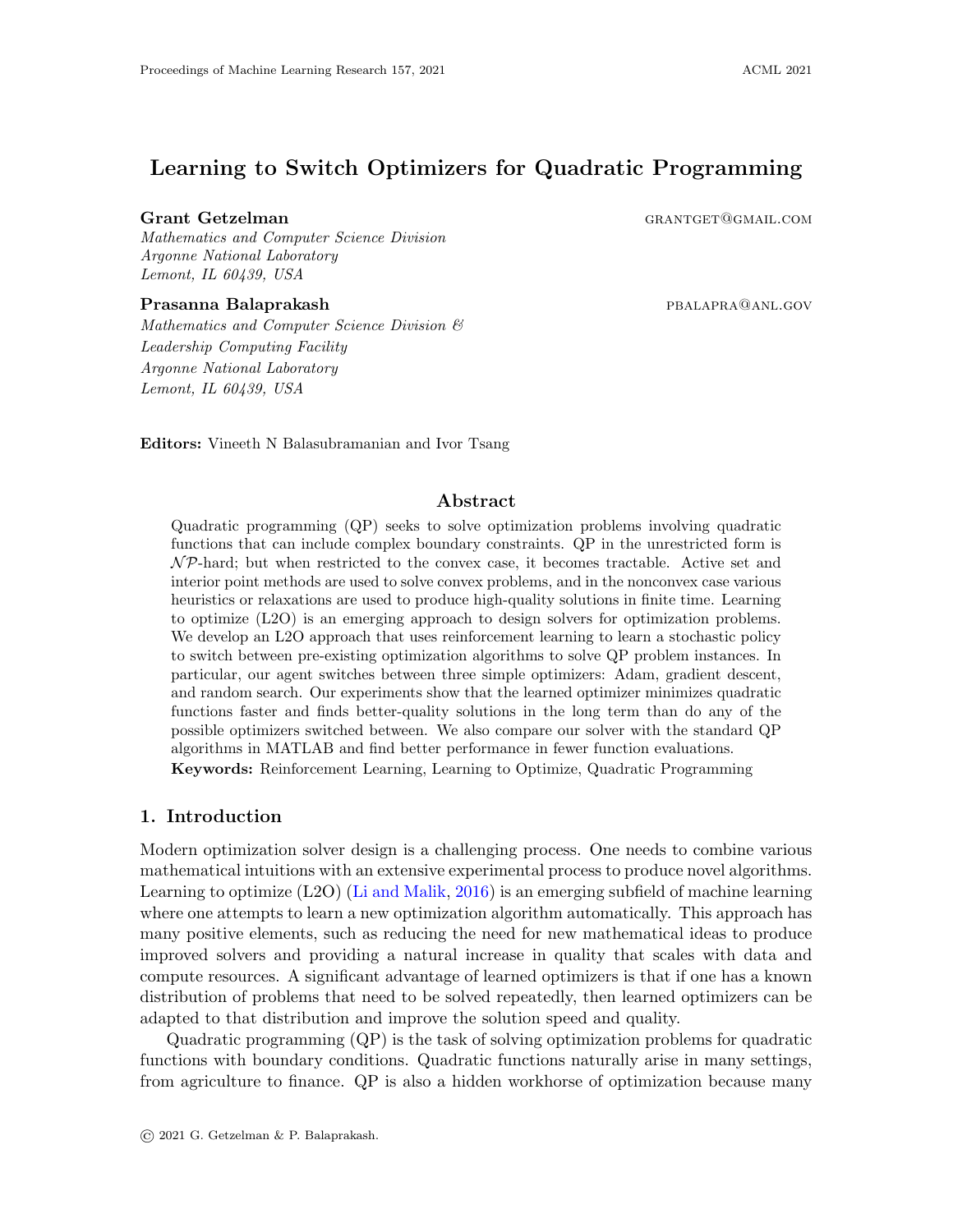# Learning to Switch Optimizers for Quadratic Programming

**Grant Getzelman** GRANTGET@GMAIL.COM
*Mathematics and Computer Science Division*
*Argonne National Laboratory*
*Lemont, IL 60439, USA*

**Prasanna Balaprakash** PBALAPRA@ANL.GOV
*Mathematics and Computer Science Division &*
*Leadership Computing Facility*
*Argonne National Laboratory*
*Lemont, IL 60439, USA*

**Editors:** Vineeth N Balasubramanian and Ivor Tsang

## Abstract

Quadratic programming (QP) seeks to solve optimization problems involving quadratic functions that can include complex boundary constraints. QP in the unrestricted form is $\mathcal{NP}$-hard; but when restricted to the convex case, it becomes tractable. Active set and interior point methods are used to solve convex problems, and in the nonconvex case various heuristics or relaxations are used to produce high-quality solutions in finite time. Learning to optimize (L2O) is an emerging approach to design solvers for optimization problems. We develop an L2O approach that uses reinforcement learning to learn a stochastic policy to switch between pre-existing optimization algorithms to solve QP problem instances. In particular, our agent switches between three simple optimizers: Adam, gradient descent, and random search. Our experiments show that the learned optimizer minimizes quadratic functions faster and finds better-quality solutions in the long term than do any of the possible optimizers switched between. We also compare our solver with the standard QP algorithms in MATLAB and find better performance in fewer function evaluations.

**Keywords:** Reinforcement Learning, Learning to Optimize, Quadratic Programming

## 1. Introduction

Modern optimization solver design is a challenging process. One needs to combine various mathematical intuitions with an extensive experimental process to produce novel algorithms. Learning to optimize (L2O) (Li and Malik, 2016) is an emerging subfield of machine learning where one attempts to learn a new optimization algorithm automatically. This approach has many positive elements, such as reducing the need for new mathematical ideas to produce improved solvers and providing a natural increase in quality that scales with data and compute resources. A significant advantage of learned optimizers is that if one has a known distribution of problems that need to be solved repeatedly, then learned optimizers can be adapted to that distribution and improve the solution speed and quality.

Quadratic programming (QP) is the task of solving optimization problems for quadratic functions with boundary conditions. Quadratic functions naturally arise in many settings, from agriculture to finance. QP is also a hidden workhorse of optimization because many

© 2021 G. Getzelman & P. Balaprakash.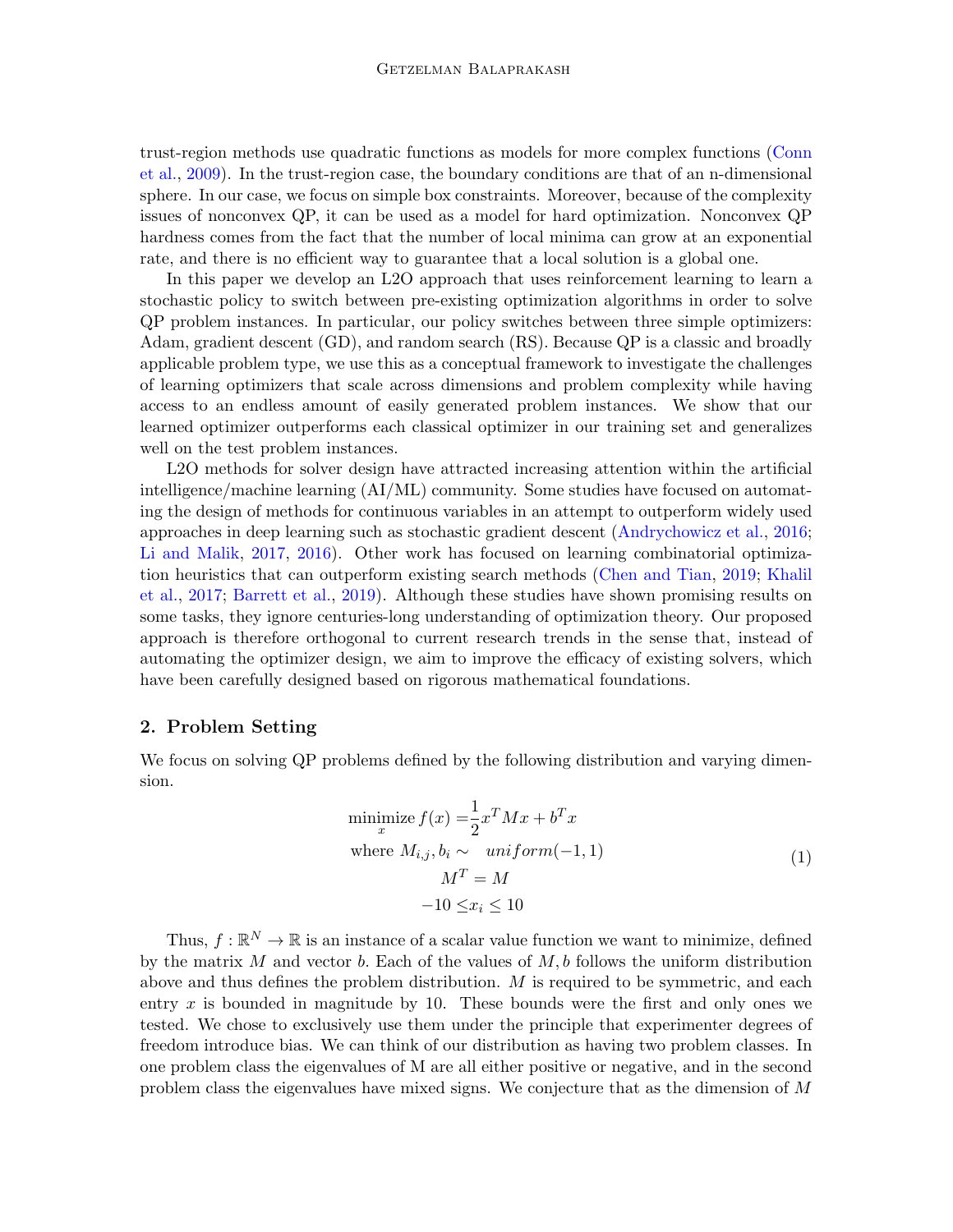trust-region methods use quadratic functions as models for more complex functions (Conn et al., 2009). In the trust-region case, the boundary conditions are that of an n-dimensional sphere. In our case, we focus on simple box constraints. Moreover, because of the complexity issues of nonconvex QP, it can be used as a model for hard optimization. Nonconvex QP hardness comes from the fact that the number of local minima can grow at an exponential rate, and there is no efficient way to guarantee that a local solution is a global one.

In this paper we develop an L2O approach that uses reinforcement learning to learn a stochastic policy to switch between pre-existing optimization algorithms in order to solve QP problem instances. In particular, our policy switches between three simple optimizers: Adam, gradient descent (GD), and random search (RS). Because QP is a classic and broadly applicable problem type, we use this as a conceptual framework to investigate the challenges of learning optimizers that scale across dimensions and problem complexity while having access to an endless amount of easily generated problem instances. We show that our learned optimizer outperforms each classical optimizer in our training set and generalizes well on the test problem instances.

L2O methods for solver design have attracted increasing attention within the artificial intelligence/machine learning (AI/ML) community. Some studies have focused on automating the design of methods for continuous variables in an attempt to outperform widely used approaches in deep learning such as stochastic gradient descent (Andrychowicz et al., 2016; Li and Malik, 2017, 2016). Other work has focused on learning combinatorial optimization heuristics that can outperform existing search methods (Chen and Tian, 2019; Khalil et al., 2017; Barrett et al., 2019). Although these studies have shown promising results on some tasks, they ignore centuries-long understanding of optimization theory. Our proposed approach is therefore orthogonal to current research trends in the sense that, instead of automating the optimizer design, we aim to improve the efficacy of existing solvers, which have been carefully designed based on rigorous mathematical foundations.

## 2. Problem Setting

We focus on solving QP problems defined by the following distribution and varying dimension.

$$
\begin{aligned}
\underset{x}{\text{minimize}}\, f(x) &= \frac{1}{2}x^T M x + b^T x \\
\text{where } M_{i,j}, b_i &\sim \quad uniform(-1,1) \\
M^T &= M \\
-10 \leq & x_i \leq 10
\end{aligned}
\tag{1}
$$

Thus, $f : \mathbb{R}^N \to \mathbb{R}$ is an instance of a scalar value function we want to minimize, defined by the matrix $M$ and vector $b$. Each of the values of $M, b$ follows the uniform distribution above and thus defines the problem distribution. $M$ is required to be symmetric, and each entry $x$ is bounded in magnitude by 10. These bounds were the first and only ones we tested. We chose to exclusively use them under the principle that experimenter degrees of freedom introduce bias. We can think of our distribution as having two problem classes. In one problem class the eigenvalues of M are all either positive or negative, and in the second problem class the eigenvalues have mixed signs. We conjecture that as the dimension of $M$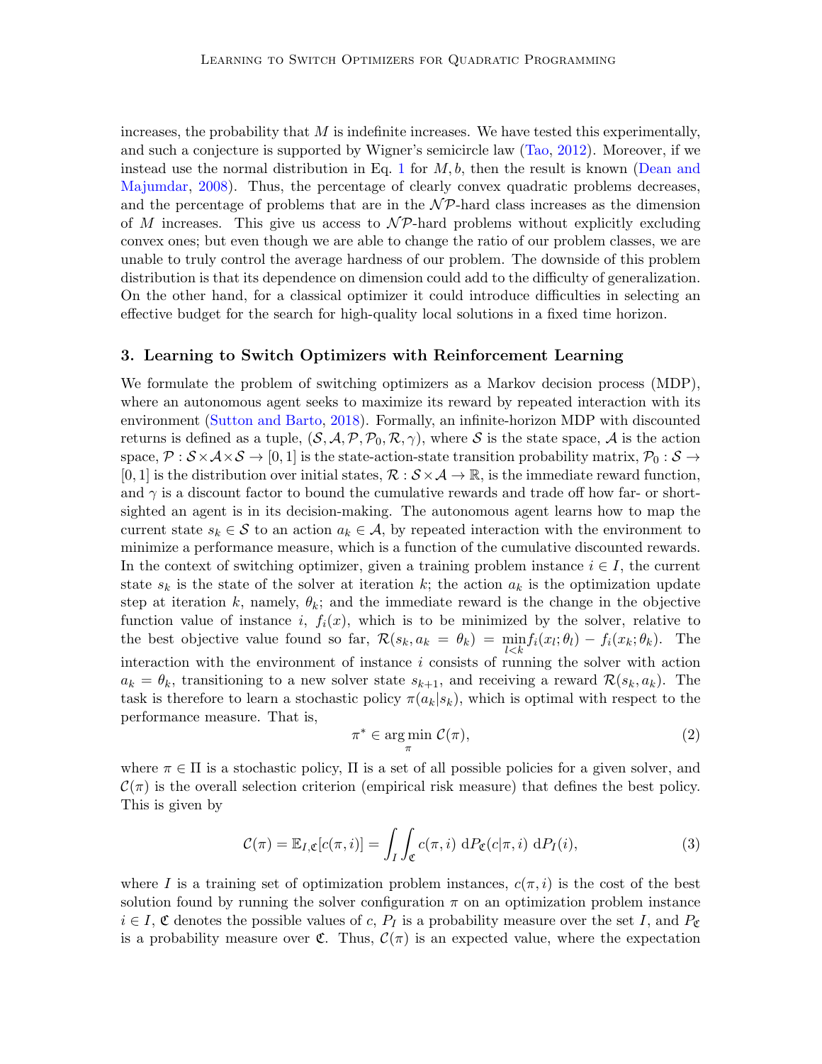increases, the probability that $M$ is indefinite increases. We have tested this experimentally, and such a conjecture is supported by Wigner's semicircle law (Tao, 2012). Moreover, if we instead use the normal distribution in Eq. 1 for $M, b$, then the result is known (Dean and Majumdar, 2008). Thus, the percentage of clearly convex quadratic problems decreases, and the percentage of problems that are in the $\mathcal{NP}$-hard class increases as the dimension of $M$ increases. This give us access to $\mathcal{NP}$-hard problems without explicitly excluding convex ones; but even though we are able to change the ratio of our problem classes, we are unable to truly control the average hardness of our problem. The downside of this problem distribution is that its dependence on dimension could add to the difficulty of generalization. On the other hand, for a classical optimizer it could introduce difficulties in selecting an effective budget for the search for high-quality local solutions in a fixed time horizon.

## 3. Learning to Switch Optimizers with Reinforcement Learning

We formulate the problem of switching optimizers as a Markov decision process (MDP), where an autonomous agent seeks to maximize its reward by repeated interaction with its environment (Sutton and Barto, 2018). Formally, an infinite-horizon MDP with discounted returns is defined as a tuple, $(\mathcal{S}, \mathcal{A}, \mathcal{P}, \mathcal{P}_0, \mathcal{R}, \gamma)$, where $\mathcal{S}$ is the state space, $\mathcal{A}$ is the action space, $\mathcal{P} : \mathcal{S} \times \mathcal{A} \times \mathcal{S} \to [0, 1]$ is the state-action-state transition probability matrix, $\mathcal{P}_0 : \mathcal{S} \to [0, 1]$ is the distribution over initial states, $\mathcal{R} : \mathcal{S} \times \mathcal{A} \to \mathbb{R}$, is the immediate reward function, and $\gamma$ is a discount factor to bound the cumulative rewards and trade off how far- or short-sighted an agent is in its decision-making. The autonomous agent learns how to map the current state $s_k \in \mathcal{S}$ to an action $a_k \in \mathcal{A}$, by repeated interaction with the environment to minimize a performance measure, which is a function of the cumulative discounted rewards. In the context of switching optimizer, given a training problem instance $i \in I$, the current state $s_k$ is the state of the solver at iteration $k$; the action $a_k$ is the optimization update step at iteration $k$, namely, $\theta_k$; and the immediate reward is the change in the objective function value of instance $i$, $f_i(x)$, which is to be minimized by the solver, relative to the best objective value found so far, $\mathcal{R}(s_k, a_k = \theta_k) = \min_{l<k} f_i(x_l; \theta_l) - f_i(x_k; \theta_k)$. The interaction with the environment of instance $i$ consists of running the solver with action $a_k = \theta_k$, transitioning to a new solver state $s_{k+1}$, and receiving a reward $\mathcal{R}(s_k, a_k)$. The task is therefore to learn a stochastic policy $\pi(a_k|s_k)$, which is optimal with respect to the performance measure. That is,

$$\pi^* \in \arg\min_{\pi} \mathcal{C}(\pi), \tag{2}$$

where $\pi \in \Pi$ is a stochastic policy, $\Pi$ is a set of all possible policies for a given solver, and $\mathcal{C}(\pi)$ is the overall selection criterion (empirical risk measure) that defines the best policy. This is given by

$$\mathcal{C}(\pi) = \mathbb{E}_{I,\mathfrak{C}}[c(\pi, i)] = \int_I \int_{\mathfrak{C}} c(\pi, i) \, \mathrm{d}P_{\mathfrak{C}}(c|\pi, i) \, \mathrm{d}P_I(i), \tag{3}$$

where $I$ is a training set of optimization problem instances, $c(\pi, i)$ is the cost of the best solution found by running the solver configuration $\pi$ on an optimization problem instance $i \in I$, $\mathfrak{C}$ denotes the possible values of $c$, $P_I$ is a probability measure over the set $I$, and $P_{\mathfrak{C}}$ is a probability measure over $\mathfrak{C}$. Thus, $\mathcal{C}(\pi)$ is an expected value, where the expectation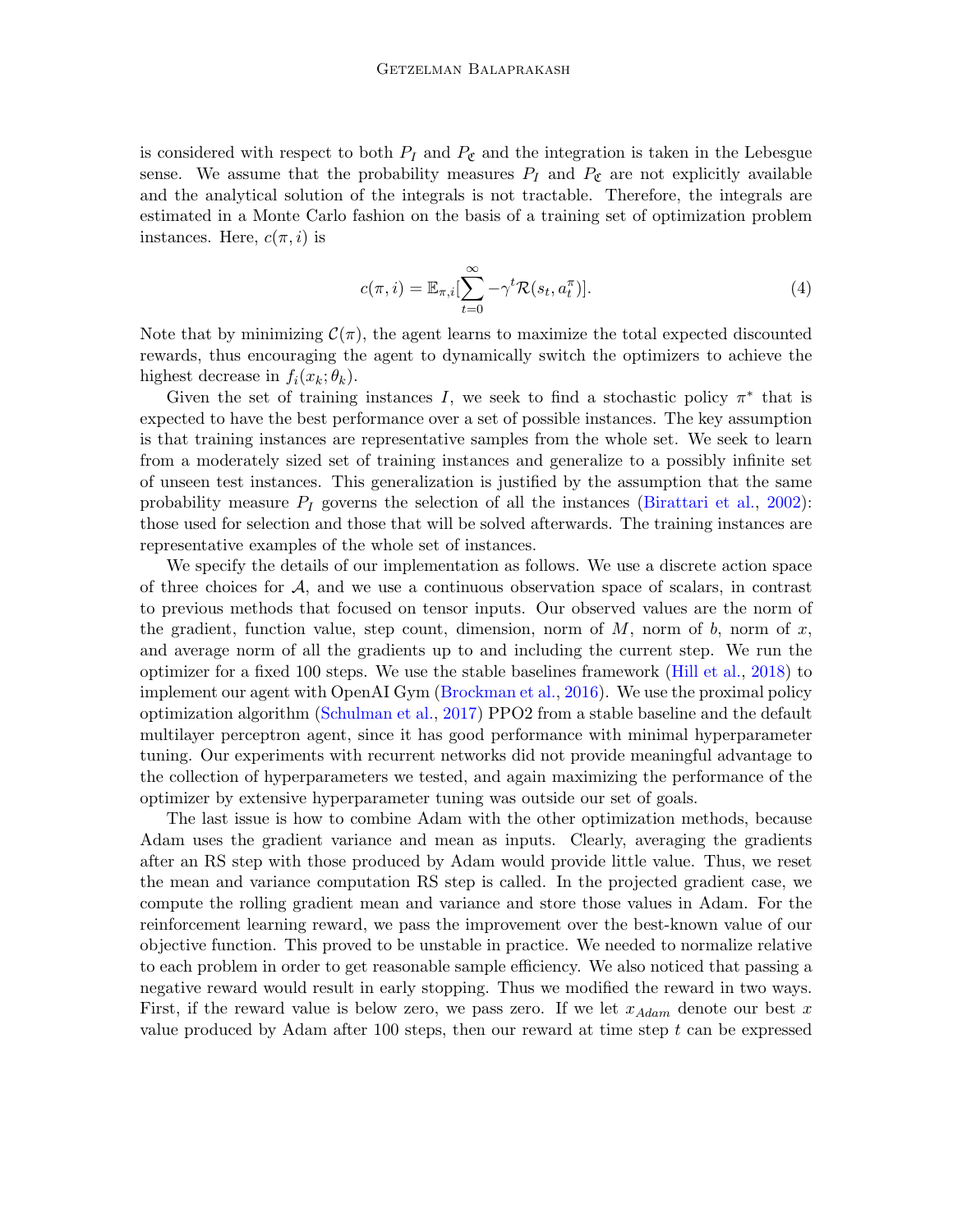is considered with respect to both $P_I$ and $P_{\mathfrak{C}}$ and the integration is taken in the Lebesgue sense. We assume that the probability measures $P_I$ and $P_{\mathfrak{C}}$ are not explicitly available and the analytical solution of the integrals is not tractable. Therefore, the integrals are estimated in a Monte Carlo fashion on the basis of a training set of optimization problem instances. Here, $c(\pi, i)$ is

$$c(\pi, i) = \mathbb{E}_{\pi,i}[\sum_{t=0}^{\infty} -\gamma^t \mathcal{R}(s_t, a_t^{\pi})]. \tag{4}$$

Note that by minimizing $\mathcal{C}(\pi)$, the agent learns to maximize the total expected discounted rewards, thus encouraging the agent to dynamically switch the optimizers to achieve the highest decrease in $f_i(x_k; \theta_k)$.

Given the set of training instances $I$, we seek to find a stochastic policy $\pi^*$ that is expected to have the best performance over a set of possible instances. The key assumption is that training instances are representative samples from the whole set. We seek to learn from a moderately sized set of training instances and generalize to a possibly infinite set of unseen test instances. This generalization is justified by the assumption that the same probability measure $P_I$ governs the selection of all the instances (Birattari et al., 2002): those used for selection and those that will be solved afterwards. The training instances are representative examples of the whole set of instances.

We specify the details of our implementation as follows. We use a discrete action space of three choices for $\mathcal{A}$, and we use a continuous observation space of scalars, in contrast to previous methods that focused on tensor inputs. Our observed values are the norm of the gradient, function value, step count, dimension, norm of $M$, norm of $b$, norm of $x$, and average norm of all the gradients up to and including the current step. We run the optimizer for a fixed 100 steps. We use the stable baselines framework (Hill et al., 2018) to implement our agent with OpenAI Gym (Brockman et al., 2016). We use the proximal policy optimization algorithm (Schulman et al., 2017) PPO2 from a stable baseline and the default multilayer perceptron agent, since it has good performance with minimal hyperparameter tuning. Our experiments with recurrent networks did not provide meaningful advantage to the collection of hyperparameters we tested, and again maximizing the performance of the optimizer by extensive hyperparameter tuning was outside our set of goals.

The last issue is how to combine Adam with the other optimization methods, because Adam uses the gradient variance and mean as inputs. Clearly, averaging the gradients after an RS step with those produced by Adam would provide little value. Thus, we reset the mean and variance computation RS step is called. In the projected gradient case, we compute the rolling gradient mean and variance and store those values in Adam. For the reinforcement learning reward, we pass the improvement over the best-known value of our objective function. This proved to be unstable in practice. We needed to normalize relative to each problem in order to get reasonable sample efficiency. We also noticed that passing a negative reward would result in early stopping. Thus we modified the reward in two ways. First, if the reward value is below zero, we pass zero. If we let $x_{Adam}$ denote our best $x$ value produced by Adam after 100 steps, then our reward at time step $t$ can be expressed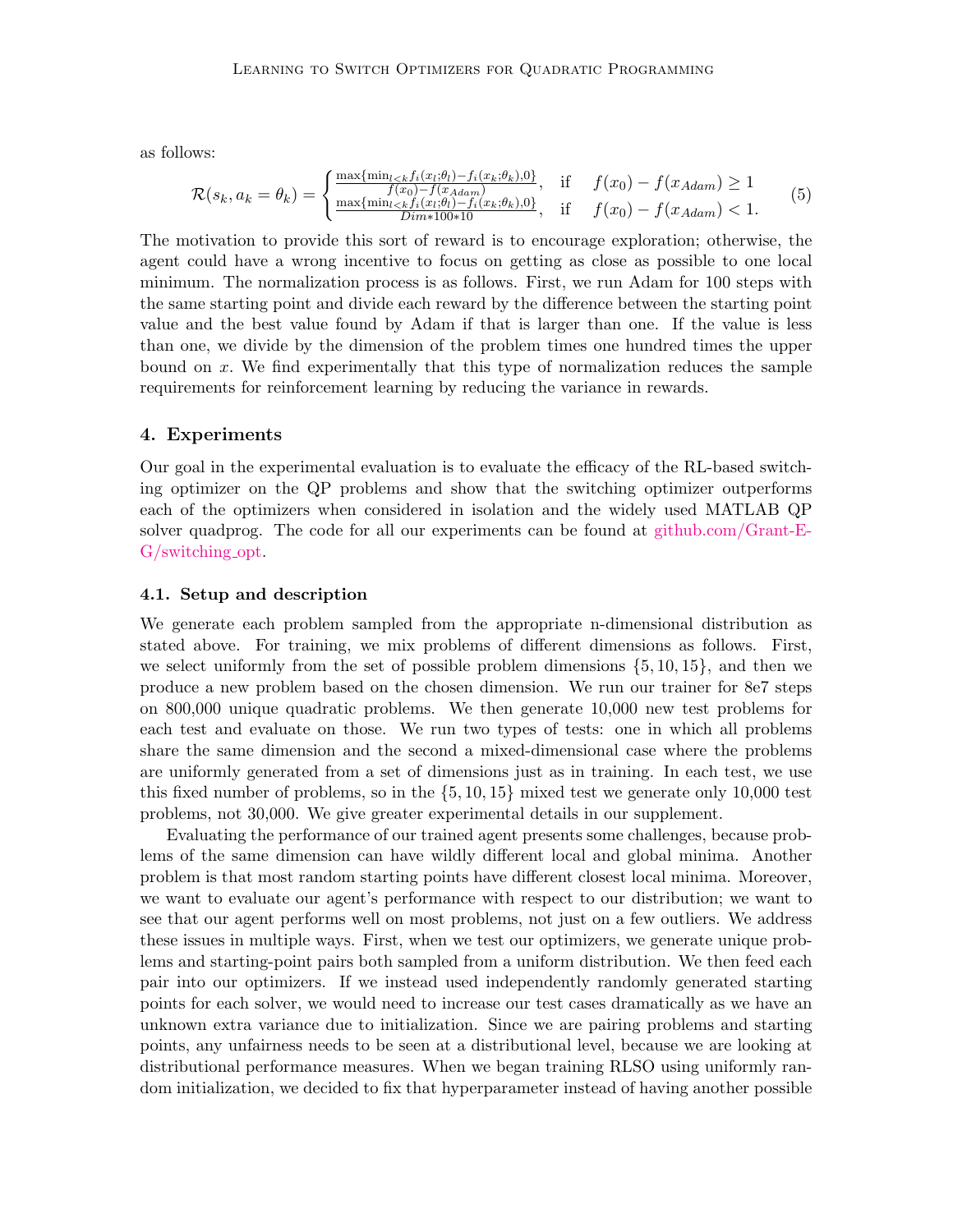as follows:

$$\mathcal{R}(s_k, a_k = \theta_k) = \begin{cases} \frac{\max\{\min_{l<k} f_i(x_l;\theta_l) - f_i(x_k;\theta_k), 0\}}{f(x_0) - f(x_{Adam})}, & \text{if} \quad f(x_0) - f(x_{Adam}) \geq 1 \\ \frac{\max\{\min_{l<k} f_i(x_l;\theta_l) - f_i(x_k;\theta_k), 0\}}{Dim * 100 * 10}, & \text{if} \quad f(x_0) - f(x_{Adam}) < 1. \end{cases} \tag{5}$$

The motivation to provide this sort of reward is to encourage exploration; otherwise, the agent could have a wrong incentive to focus on getting as close as possible to one local minimum. The normalization process is as follows. First, we run Adam for 100 steps with the same starting point and divide each reward by the difference between the starting point value and the best value found by Adam if that is larger than one. If the value is less than one, we divide by the dimension of the problem times one hundred times the upper bound on $x$. We find experimentally that this type of normalization reduces the sample requirements for reinforcement learning by reducing the variance in rewards.

## 4. Experiments

Our goal in the experimental evaluation is to evaluate the efficacy of the RL-based switching optimizer on the QP problems and show that the switching optimizer outperforms each of the optimizers when considered in isolation and the widely used MATLAB QP solver quadprog. The code for all our experiments can be found at github.com/Grant-E-G/switching_opt.

### 4.1. Setup and description

We generate each problem sampled from the appropriate n-dimensional distribution as stated above. For training, we mix problems of different dimensions as follows. First, we select uniformly from the set of possible problem dimensions $\{5, 10, 15\}$, and then we produce a new problem based on the chosen dimension. We run our trainer for 8e7 steps on 800,000 unique quadratic problems. We then generate 10,000 new test problems for each test and evaluate on those. We run two types of tests: one in which all problems share the same dimension and the second a mixed-dimensional case where the problems are uniformly generated from a set of dimensions just as in training. In each test, we use this fixed number of problems, so in the $\{5, 10, 15\}$ mixed test we generate only 10,000 test problems, not 30,000. We give greater experimental details in our supplement.

Evaluating the performance of our trained agent presents some challenges, because problems of the same dimension can have wildly different local and global minima. Another problem is that most random starting points have different closest local minima. Moreover, we want to evaluate our agent's performance with respect to our distribution; we want to see that our agent performs well on most problems, not just on a few outliers. We address these issues in multiple ways. First, when we test our optimizers, we generate unique problems and starting-point pairs both sampled from a uniform distribution. We then feed each pair into our optimizers. If we instead used independently randomly generated starting points for each solver, we would need to increase our test cases dramatically as we have an unknown extra variance due to initialization. Since we are pairing problems and starting points, any unfairness needs to be seen at a distributional level, because we are looking at distributional performance measures. When we began training RLSO using uniformly random initialization, we decided to fix that hyperparameter instead of having another possible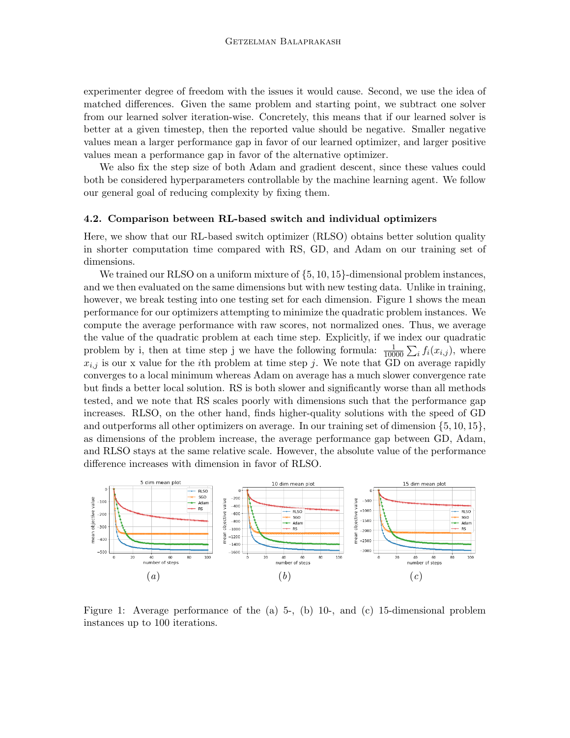experimenter degree of freedom with the issues it would cause. Second, we use the idea of matched differences. Given the same problem and starting point, we subtract one solver from our learned solver iteration-wise. Concretely, this means that if our learned solver is better at a given timestep, then the reported value should be negative. Smaller negative values mean a larger performance gap in favor of our learned optimizer, and larger positive values mean a performance gap in favor of the alternative optimizer.

We also fix the step size of both Adam and gradient descent, since these values could both be considered hyperparameters controllable by the machine learning agent. We follow our general goal of reducing complexity by fixing them.

### 4.2. Comparison between RL-based switch and individual optimizers

Here, we show that our RL-based switch optimizer (RLSO) obtains better solution quality in shorter computation time compared with RS, GD, and Adam on our training set of dimensions.

We trained our RLSO on a uniform mixture of $\{5, 10, 15\}$-dimensional problem instances, and we then evaluated on the same dimensions but with new testing data. Unlike in training, however, we break testing into one testing set for each dimension. Figure 1 shows the mean performance for our optimizers attempting to minimize the quadratic problem instances. We compute the average performance with raw scores, not normalized ones. Thus, we average the value of the quadratic problem at each time step. Explicitly, if we index our quadratic problem by i, then at time step j we have the following formula: $\frac{1}{10000}\sum_i f_i(x_{i,j})$, where $x_{i,j}$ is our x value for the $i$th problem at time step $j$. We note that GD on average rapidly converges to a local minimum whereas Adam on average has a much slower convergence rate but finds a better local solution. RS is both slower and significantly worse than all methods tested, and we note that RS scales poorly with dimensions such that the performance gap increases. RLSO, on the other hand, finds higher-quality solutions with the speed of GD and outperforms all other optimizers on average. In our training set of dimension $\{5, 10, 15\}$, as dimensions of the problem increase, the average performance gap between GD, Adam, and RLSO stays at the same relative scale. However, the absolute value of the performance difference increases with dimension in favor of RLSO.

Figure 1: Average performance of the (a) 5-, (b) 10-, and (c) 15-dimensional problem instances up to 100 iterations.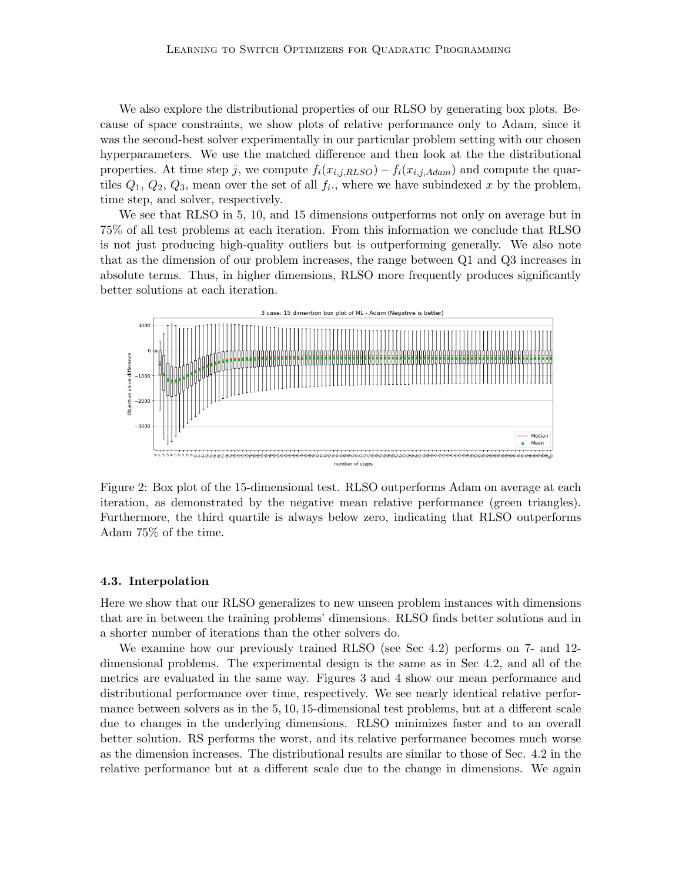We also explore the distributional properties of our RLSO by generating box plots. Because of space constraints, we show plots of relative performance only to Adam, since it was the second-best solver experimentally in our particular problem setting with our chosen hyperparameters. We use the matched difference and then look at the the distributional properties. At time step $j$, we compute $f_i(x_{i,j,RLSO}) - f_i(x_{i,j,Adam})$ and compute the quartiles $Q_1$, $Q_2$, $Q_3$, mean over the set of all $f_i$., where we have subindexed $x$ by the problem, time step, and solver, respectively.

We see that RLSO in 5, 10, and 15 dimensions outperforms not only on average but in 75% of all test problems at each iteration. From this information we conclude that RLSO is not just producing high-quality outliers but is outperforming generally. We also note that as the dimension of our problem increases, the range between Q1 and Q3 increases in absolute terms. Thus, in higher dimensions, RLSO more frequently produces significantly better solutions at each iteration.

Figure 2: Box plot of the 15-dimensional test. RLSO outperforms Adam on average at each iteration, as demonstrated by the negative mean relative performance (green triangles). Furthermore, the third quartile is always below zero, indicating that RLSO outperforms Adam 75% of the time.

### 4.3. Interpolation

Here we show that our RLSO generalizes to new unseen problem instances with dimensions that are in between the training problems' dimensions. RLSO finds better solutions and in a shorter number of iterations than the other solvers do.

We examine how our previously trained RLSO (see Sec 4.2) performs on 7- and 12-dimensional problems. The experimental design is the same as in Sec 4.2, and all of the metrics are evaluated in the same way. Figures 3 and 4 show our mean performance and distributional performance over time, respectively. We see nearly identical relative performance between solvers as in the 5, 10, 15-dimensional test problems, but at a different scale due to changes in the underlying dimensions. RLSO minimizes faster and to an overall better solution. RS performs the worst, and its relative performance becomes much worse as the dimension increases. The distributional results are similar to those of Sec. 4.2 in the relative performance but at a different scale due to the change in dimensions. We again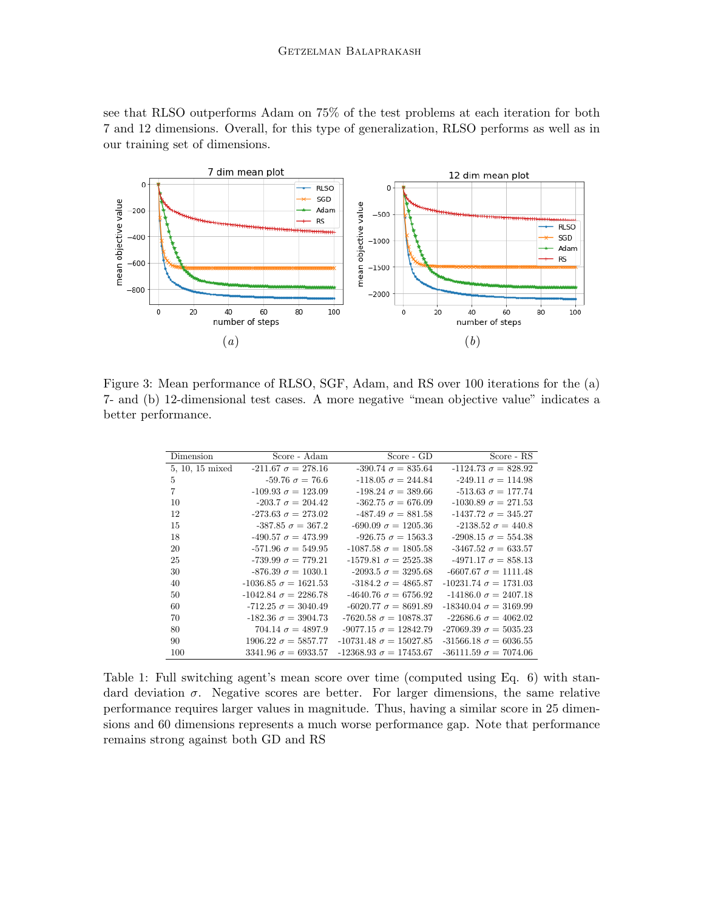see that RLSO outperforms Adam on 75% of the test problems at each iteration for both 7 and 12 dimensions. Overall, for this type of generalization, RLSO performs as well as in our training set of dimensions.

Figure 3: Mean performance of RLSO, SGF, Adam, and RS over 100 iterations for the (a) 7- and (b) 12-dimensional test cases. A more negative "mean objective value" indicates a better performance.

| Dimension | Score - Adam | Score - GD | Score - RS |
|---|---|---|---|
| 5, 10, 15 mixed | -211.67 $\sigma$ = 278.16 | -390.74 $\sigma$ = 835.64 | -1124.73 $\sigma$ = 828.92 |
| 5 | -59.76 $\sigma$ = 76.6 | -118.05 $\sigma$ = 244.84 | -249.11 $\sigma$ = 114.98 |
| 7 | -109.93 $\sigma$ = 123.09 | -198.24 $\sigma$ = 389.66 | -513.63 $\sigma$ = 177.74 |
| 10 | -203.7 $\sigma$ = 204.42 | -362.75 $\sigma$ = 676.09 | -1030.89 $\sigma$ = 271.53 |
| 12 | -273.63 $\sigma$ = 273.02 | -487.49 $\sigma$ = 881.58 | -1437.72 $\sigma$ = 345.27 |
| 15 | -387.85 $\sigma$ = 367.2 | -690.09 $\sigma$ = 1205.36 | -2138.52 $\sigma$ = 440.8 |
| 18 | -490.57 $\sigma$ = 473.99 | -926.75 $\sigma$ = 1563.3 | -2908.15 $\sigma$ = 554.38 |
| 20 | -571.96 $\sigma$ = 549.95 | -1087.58 $\sigma$ = 1805.58 | -3467.52 $\sigma$ = 633.57 |
| 25 | -739.99 $\sigma$ = 779.21 | -1579.81 $\sigma$ = 2525.38 | -4971.17 $\sigma$ = 858.13 |
| 30 | -876.39 $\sigma$ = 1030.1 | -2093.5 $\sigma$ = 3295.68 | -6607.67 $\sigma$ = 1111.48 |
| 40 | -1036.85 $\sigma$ = 1621.53 | -3184.2 $\sigma$ = 4865.87 | -10231.74 $\sigma$ = 1731.03 |
| 50 | -1042.84 $\sigma$ = 2286.78 | -4640.76 $\sigma$ = 6756.92 | -14186.0 $\sigma$ = 2407.18 |
| 60 | -712.25 $\sigma$ = 3040.49 | -6020.77 $\sigma$ = 8691.89 | -18340.04 $\sigma$ = 3169.99 |
| 70 | -182.36 $\sigma$ = 3904.73 | -7620.58 $\sigma$ = 10878.37 | -22686.6 $\sigma$ = 4062.02 |
| 80 | 704.14 $\sigma$ = 4897.9 | -9077.15 $\sigma$ = 12842.79 | -27069.39 $\sigma$ = 5035.23 |
| 90 | 1906.22 $\sigma$ = 5857.77 | -10731.48 $\sigma$ = 15027.85 | -31566.18 $\sigma$ = 6036.55 |
| 100 | 3341.96 $\sigma$ = 6933.57 | -12368.93 $\sigma$ = 17453.67 | -36111.59 $\sigma$ = 7074.06 |

Table 1: Full switching agent's mean score over time (computed using Eq. 6) with standard deviation $\sigma$. Negative scores are better. For larger dimensions, the same relative performance requires larger values in magnitude. Thus, having a similar score in 25 dimensions and 60 dimensions represents a much worse performance gap. Note that performance remains strong against both GD and RS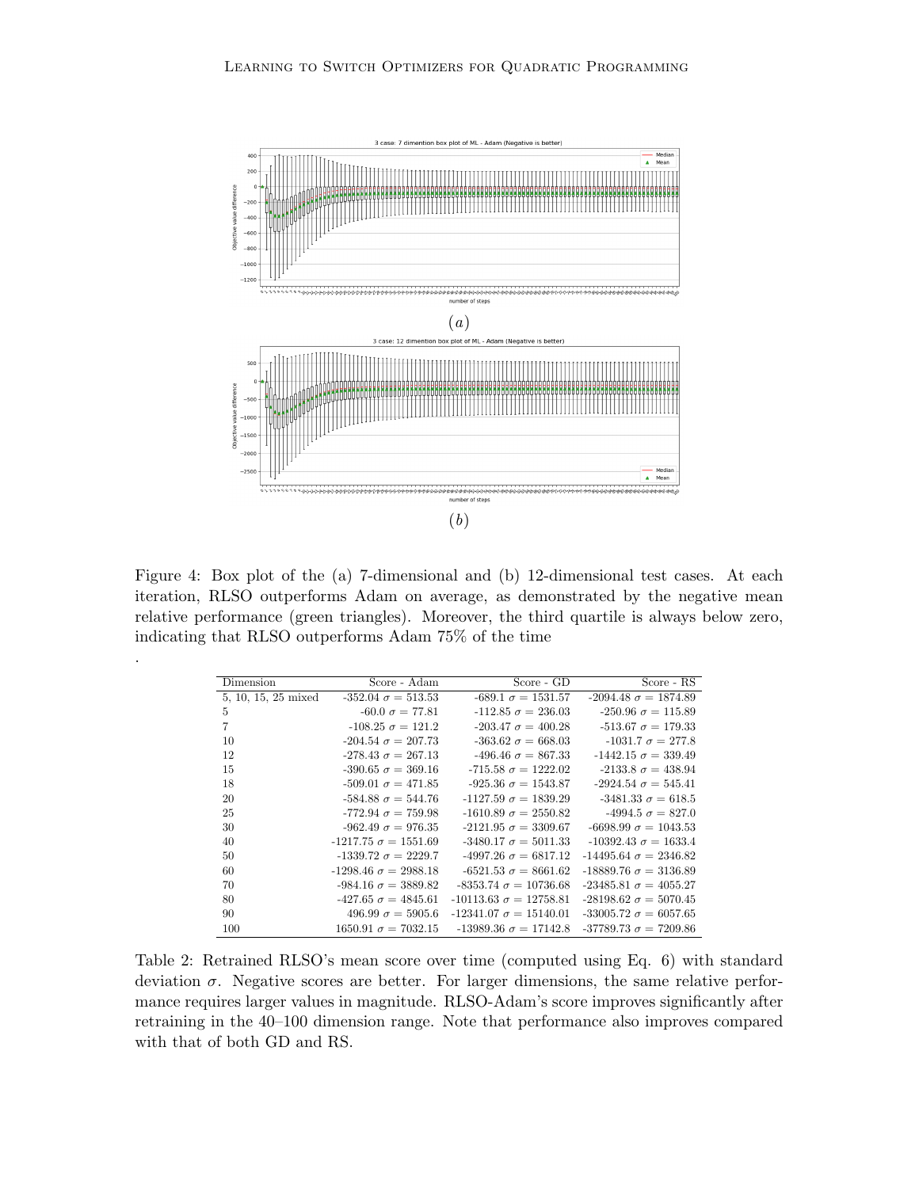(a)

(b)

Figure 4: Box plot of the (a) 7-dimensional and (b) 12-dimensional test cases. At each iteration, RLSO outperforms Adam on average, as demonstrated by the negative mean relative performance (green triangles). Moreover, the third quartile is always below zero, indicating that RLSO outperforms Adam 75% of the time

.

| Dimension | Score - Adam | Score - GD | Score - RS |
|---|---|---|---|
| 5, 10, 15, 25 mixed | -352.04 $\sigma = 513.53$ | -689.1 $\sigma = 1531.57$ | -2094.48 $\sigma = 1874.89$ |
| 5 | -60.0 $\sigma = 77.81$ | -112.85 $\sigma = 236.03$ | -250.96 $\sigma = 115.89$ |
| 7 | -108.25 $\sigma = 121.2$ | -203.47 $\sigma = 400.28$ | -513.67 $\sigma = 179.33$ |
| 10 | -204.54 $\sigma = 207.73$ | -363.62 $\sigma = 668.03$ | -1031.7 $\sigma = 277.8$ |
| 12 | -278.43 $\sigma = 267.13$ | -496.46 $\sigma = 867.33$ | -1442.15 $\sigma = 339.49$ |
| 15 | -390.65 $\sigma = 369.16$ | -715.58 $\sigma = 1222.02$ | -2133.8 $\sigma = 438.94$ |
| 18 | -509.01 $\sigma = 471.85$ | -925.36 $\sigma = 1543.87$ | -2924.54 $\sigma = 545.41$ |
| 20 | -584.88 $\sigma = 544.76$ | -1127.59 $\sigma = 1839.29$ | -3481.33 $\sigma = 618.5$ |
| 25 | -772.94 $\sigma = 759.98$ | -1610.89 $\sigma = 2550.82$ | -4994.5 $\sigma = 827.0$ |
| 30 | -962.49 $\sigma = 976.35$ | -2121.95 $\sigma = 3309.67$ | -6698.99 $\sigma = 1043.53$ |
| 40 | -1217.75 $\sigma = 1551.69$ | -3480.17 $\sigma = 5011.33$ | -10392.43 $\sigma = 1633.4$ |
| 50 | -1339.72 $\sigma = 2229.7$ | -4997.26 $\sigma = 6817.12$ | -14495.64 $\sigma = 2346.82$ |
| 60 | -1298.46 $\sigma = 2988.18$ | -6521.53 $\sigma = 8661.62$ | -18889.76 $\sigma = 3136.89$ |
| 70 | -984.16 $\sigma = 3889.82$ | -8353.74 $\sigma = 10736.68$ | -23485.81 $\sigma = 4055.27$ |
| 80 | -427.65 $\sigma = 4845.61$ | -10113.63 $\sigma = 12758.81$ | -28198.62 $\sigma = 5070.45$ |
| 90 | 496.99 $\sigma = 5905.6$ | -12341.07 $\sigma = 15140.01$ | -33005.72 $\sigma = 6057.65$ |
| 100 | 1650.91 $\sigma = 7032.15$ | -13989.36 $\sigma = 17142.8$ | -37789.73 $\sigma = 7209.86$ |

Table 2: Retrained RLSO's mean score over time (computed using Eq. 6) with standard deviation $\sigma$. Negative scores are better. For larger dimensions, the same relative performance requires larger values in magnitude. RLSO-Adam's score improves significantly after retraining in the 40–100 dimension range. Note that performance also improves compared with that of both GD and RS.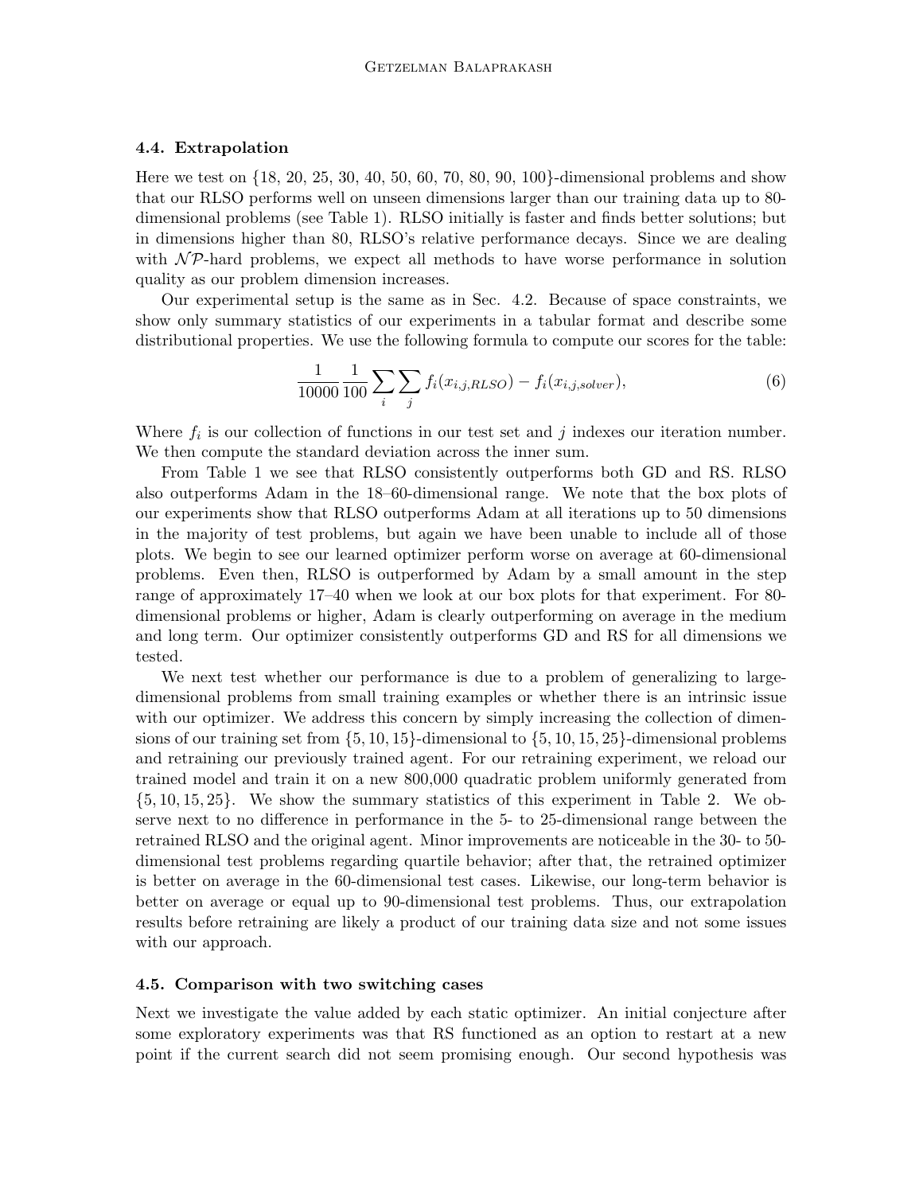### 4.4. Extrapolation

Here we test on {18, 20, 25, 30, 40, 50, 60, 70, 80, 90, 100}-dimensional problems and show that our RLSO performs well on unseen dimensions larger than our training data up to 80-dimensional problems (see Table 1). RLSO initially is faster and finds better solutions; but in dimensions higher than 80, RLSO's relative performance decays. Since we are dealing with $\mathcal{NP}$-hard problems, we expect all methods to have worse performance in solution quality as our problem dimension increases.

Our experimental setup is the same as in Sec. 4.2. Because of space constraints, we show only summary statistics of our experiments in a tabular format and describe some distributional properties. We use the following formula to compute our scores for the table:

$$\frac{1}{10000} \frac{1}{100} \sum_i \sum_j f_i(x_{i,j,RLSO}) - f_i(x_{i,j,solver}), \tag{6}$$

Where $f_i$ is our collection of functions in our test set and $j$ indexes our iteration number. We then compute the standard deviation across the inner sum.

From Table 1 we see that RLSO consistently outperforms both GD and RS. RLSO also outperforms Adam in the 18–60-dimensional range. We note that the box plots of our experiments show that RLSO outperforms Adam at all iterations up to 50 dimensions in the majority of test problems, but again we have been unable to include all of those plots. We begin to see our learned optimizer perform worse on average at 60-dimensional problems. Even then, RLSO is outperformed by Adam by a small amount in the step range of approximately 17–40 when we look at our box plots for that experiment. For 80-dimensional problems or higher, Adam is clearly outperforming on average in the medium and long term. Our optimizer consistently outperforms GD and RS for all dimensions we tested.

We next test whether our performance is due to a problem of generalizing to large-dimensional problems from small training examples or whether there is an intrinsic issue with our optimizer. We address this concern by simply increasing the collection of dimensions of our training set from {5, 10, 15}-dimensional to {5, 10, 15, 25}-dimensional problems and retraining our previously trained agent. For our retraining experiment, we reload our trained model and train it on a new 800,000 quadratic problem uniformly generated from {5, 10, 15, 25}. We show the summary statistics of this experiment in Table 2. We observe next to no difference in performance in the 5- to 25-dimensional range between the retrained RLSO and the original agent. Minor improvements are noticeable in the 30- to 50-dimensional test problems regarding quartile behavior; after that, the retrained optimizer is better on average in the 60-dimensional test cases. Likewise, our long-term behavior is better on average or equal up to 90-dimensional test problems. Thus, our extrapolation results before retraining are likely a product of our training data size and not some issues with our approach.

### 4.5. Comparison with two switching cases

Next we investigate the value added by each static optimizer. An initial conjecture after some exploratory experiments was that RS functioned as an option to restart at a new point if the current search did not seem promising enough. Our second hypothesis was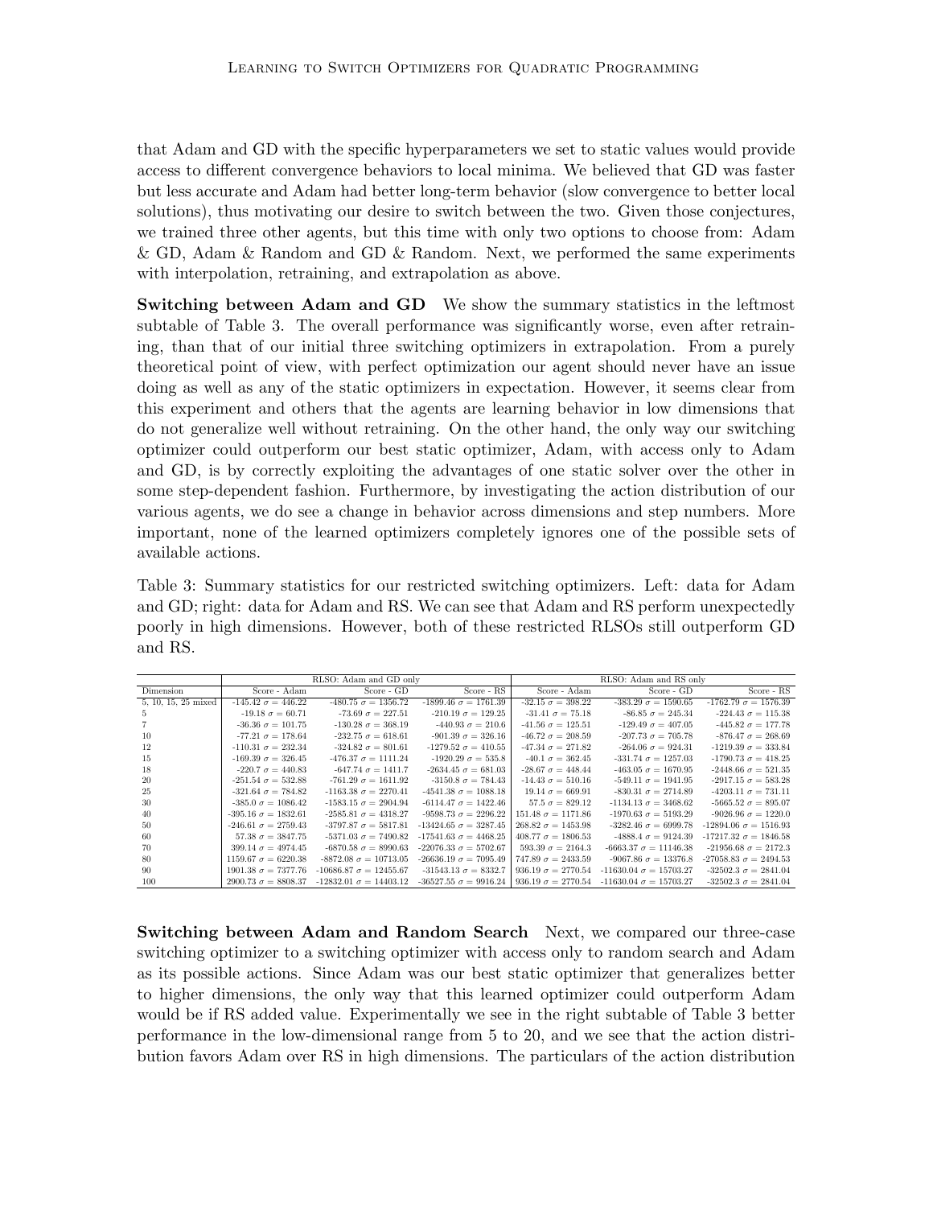that Adam and GD with the specific hyperparameters we set to static values would provide access to different convergence behaviors to local minima. We believed that GD was faster but less accurate and Adam had better long-term behavior (slow convergence to better local solutions), thus motivating our desire to switch between the two. Given those conjectures, we trained three other agents, but this time with only two options to choose from: Adam & GD, Adam & Random and GD & Random. Next, we performed the same experiments with interpolation, retraining, and extrapolation as above.

**Switching between Adam and GD** We show the summary statistics in the leftmost subtable of Table 3. The overall performance was significantly worse, even after retraining, than that of our initial three switching optimizers in extrapolation. From a purely theoretical point of view, with perfect optimization our agent should never have an issue doing as well as any of the static optimizers in expectation. However, it seems clear from this experiment and others that the agents are learning behavior in low dimensions that do not generalize well without retraining. On the other hand, the only way our switching optimizer could outperform our best static optimizer, Adam, with access only to Adam and GD, is by correctly exploiting the advantages of one static solver over the other in some step-dependent fashion. Furthermore, by investigating the action distribution of our various agents, we do see a change in behavior across dimensions and step numbers. More important, none of the learned optimizers completely ignores one of the possible sets of available actions.

Table 3: Summary statistics for our restricted switching optimizers. Left: data for Adam and GD; right: data for Adam and RS. We can see that Adam and RS perform unexpectedly poorly in high dimensions. However, both of these restricted RLSOs still outperform GD and RS.

| | RLSO: Adam and GD only | | | RLSO: Adam and RS only | | |
|---|---|---|---|---|---|---|
| Dimension | Score - Adam | Score - GD | Score - RS | Score - Adam | Score - GD | Score - RS |
| 5, 10, 15, 25 mixed | -145.42 $\sigma = 446.22$ | -480.75 $\sigma = 1356.72$ | -1899.46 $\sigma = 1761.39$ | -32.15 $\sigma = 398.22$ | -383.29 $\sigma = 1590.65$ | -1762.79 $\sigma = 1576.39$ |
| 5 | -19.18 $\sigma = 60.71$ | -73.69 $\sigma = 227.51$ | -210.19 $\sigma = 129.25$ | -31.41 $\sigma = 75.18$ | -86.85 $\sigma = 245.34$ | -224.43 $\sigma = 115.38$ |
| 7 | -36.36 $\sigma = 101.75$ | -130.28 $\sigma = 368.19$ | -440.93 $\sigma = 210.6$ | -41.56 $\sigma = 125.51$ | -129.49 $\sigma = 407.05$ | -445.82 $\sigma = 177.78$ |
| 10 | -77.21 $\sigma = 178.64$ | -232.75 $\sigma = 618.61$ | -901.39 $\sigma = 326.16$ | -46.72 $\sigma = 208.59$ | -207.73 $\sigma = 705.78$ | -876.47 $\sigma = 268.69$ |
| 12 | -110.31 $\sigma = 232.34$ | -324.82 $\sigma = 801.61$ | -1279.52 $\sigma = 410.55$ | -47.34 $\sigma = 271.82$ | -264.06 $\sigma = 924.31$ | -1219.39 $\sigma = 333.84$ |
| 15 | -169.39 $\sigma = 326.45$ | -476.37 $\sigma = 1111.24$ | -1920.29 $\sigma = 535.8$ | -40.1 $\sigma = 362.45$ | -331.74 $\sigma = 1257.03$ | -1790.73 $\sigma = 418.25$ |
| 18 | -220.7 $\sigma = 440.83$ | -647.74 $\sigma = 1411.7$ | -2634.45 $\sigma = 681.03$ | -28.67 $\sigma = 448.44$ | -463.05 $\sigma = 1670.95$ | -2448.66 $\sigma = 521.35$ |
| 20 | -251.54 $\sigma = 532.88$ | -761.29 $\sigma = 1611.92$ | -3150.8 $\sigma = 784.43$ | -14.43 $\sigma = 510.16$ | -549.11 $\sigma = 1941.95$ | -2917.15 $\sigma = 583.28$ |
| 25 | -321.64 $\sigma = 784.82$ | -1163.38 $\sigma = 2270.41$ | -4541.38 $\sigma = 1088.18$ | 19.14 $\sigma = 669.91$ | -830.31 $\sigma = 2714.89$ | -4203.11 $\sigma = 731.11$ |
| 30 | -385.0 $\sigma = 1086.42$ | -1583.15 $\sigma = 2904.94$ | -6114.47 $\sigma = 1422.46$ | 57.5 $\sigma = 829.12$ | -1134.13 $\sigma = 3468.62$ | -5665.52 $\sigma = 895.07$ |
| 40 | -395.16 $\sigma = 1832.61$ | -2585.81 $\sigma = 4318.27$ | -9598.73 $\sigma = 2296.22$ | 151.48 $\sigma = 1171.86$ | -1970.63 $\sigma = 5193.29$ | -9026.96 $\sigma = 1220.0$ |
| 50 | -246.61 $\sigma = 2759.43$ | -3797.87 $\sigma = 5817.81$ | -13424.65 $\sigma = 3287.45$ | 268.82 $\sigma = 1453.98$ | -3282.46 $\sigma = 6999.78$ | -12894.06 $\sigma = 1516.93$ |
| 60 | 57.38 $\sigma = 3847.75$ | -5371.03 $\sigma = 7490.82$ | -17541.63 $\sigma = 4468.25$ | 408.77 $\sigma = 1806.53$ | -4888.4 $\sigma = 9124.39$ | -17217.32 $\sigma = 1846.58$ |
| 70 | 399.14 $\sigma = 4974.45$ | -6870.58 $\sigma = 8990.63$ | -22076.33 $\sigma = 5702.67$ | 593.39 $\sigma = 2164.3$ | -6663.37 $\sigma = 11146.38$ | -21956.68 $\sigma = 2172.3$ |
| 80 | 1159.67 $\sigma = 6220.38$ | -8872.08 $\sigma = 10713.05$ | -26636.19 $\sigma = 7095.49$ | 747.89 $\sigma = 2433.59$ | -9067.86 $\sigma = 13376.8$ | -27058.83 $\sigma = 2494.53$ |
| 90 | 1901.38 $\sigma = 7377.76$ | -10686.87 $\sigma = 12455.67$ | -31543.13 $\sigma = 8332.7$ | 936.19 $\sigma = 2770.54$ | -11630.04 $\sigma = 15703.27$ | -32502.3 $\sigma = 2841.04$ |
| 100 | 2900.73 $\sigma = 8808.37$ | -12832.01 $\sigma = 14403.12$ | -36527.55 $\sigma = 9916.24$ | 936.19 $\sigma = 2770.54$ | -11630.04 $\sigma = 15703.27$ | -32502.3 $\sigma = 2841.04$ |

**Switching between Adam and Random Search** Next, we compared our three-case switching optimizer to a switching optimizer with access only to random search and Adam as its possible actions. Since Adam was our best static optimizer that generalizes better to higher dimensions, the only way that this learned optimizer could outperform Adam would be if RS added value. Experimentally we see in the right subtable of Table 3 better performance in the low-dimensional range from 5 to 20, and we see that the action distribution favors Adam over RS in high dimensions. The particulars of the action distribution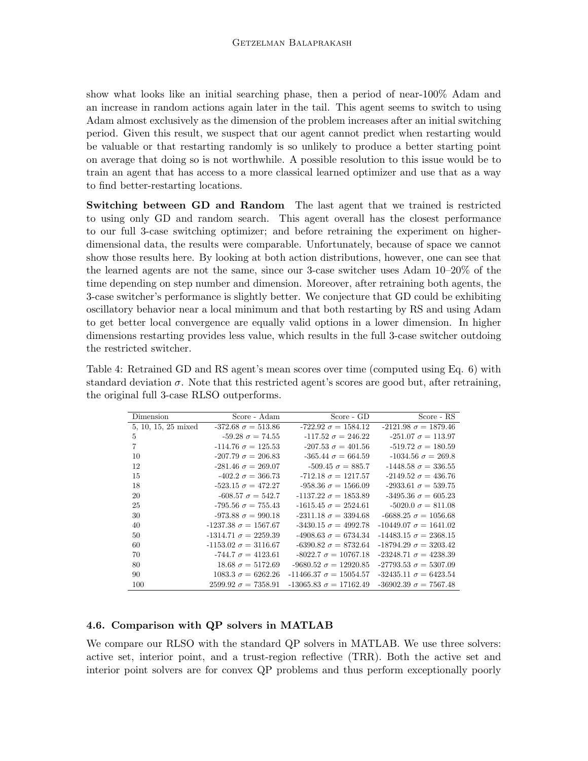show what looks like an initial searching phase, then a period of near-100% Adam and an increase in random actions again later in the tail. This agent seems to switch to using Adam almost exclusively as the dimension of the problem increases after an initial switching period. Given this result, we suspect that our agent cannot predict when restarting would be valuable or that restarting randomly is so unlikely to produce a better starting point on average that doing so is not worthwhile. A possible resolution to this issue would be to train an agent that has access to a more classical learned optimizer and use that as a way to find better-restarting locations.

**Switching between GD and Random** The last agent that we trained is restricted to using only GD and random search. This agent overall has the closest performance to our full 3-case switching optimizer; and before retraining the experiment on higher-dimensional data, the results were comparable. Unfortunately, because of space we cannot show those results here. By looking at both action distributions, however, one can see that the learned agents are not the same, since our 3-case switcher uses Adam 10–20% of the time depending on step number and dimension. Moreover, after retraining both agents, the 3-case switcher's performance is slightly better. We conjecture that GD could be exhibiting oscillatory behavior near a local minimum and that both restarting by RS and using Adam to get better local convergence are equally valid options in a lower dimension. In higher dimensions restarting provides less value, which results in the full 3-case switcher outdoing the restricted switcher.

Table 4: Retrained GD and RS agent's mean scores over time (computed using Eq. 6) with standard deviation $\sigma$. Note that this restricted agent's scores are good but, after retraining, the original full 3-case RLSO outperforms.

| Dimension | Score - Adam | Score - GD | Score - RS |
|---|---|---|---|
| 5, 10, 15, 25 mixed | -372.68 $\sigma = 513.86$ | -722.92 $\sigma = 1584.12$ | -2121.98 $\sigma = 1879.46$ |
| 5 | -59.28 $\sigma = 74.55$ | -117.52 $\sigma = 246.22$ | -251.07 $\sigma = 113.97$ |
| 7 | -114.76 $\sigma = 125.53$ | -207.53 $\sigma = 401.56$ | -519.72 $\sigma = 180.59$ |
| 10 | -207.79 $\sigma = 206.83$ | -365.44 $\sigma = 664.59$ | -1034.56 $\sigma = 269.8$ |
| 12 | -281.46 $\sigma = 269.07$ | -509.45 $\sigma = 885.7$ | -1448.58 $\sigma = 336.55$ |
| 15 | -402.2 $\sigma = 366.73$ | -712.18 $\sigma = 1217.57$ | -2149.52 $\sigma = 436.76$ |
| 18 | -523.15 $\sigma = 472.27$ | -958.36 $\sigma = 1566.09$ | -2933.61 $\sigma = 539.75$ |
| 20 | -608.57 $\sigma = 542.7$ | -1137.22 $\sigma = 1853.89$ | -3495.36 $\sigma = 605.23$ |
| 25 | -795.56 $\sigma = 755.43$ | -1615.45 $\sigma = 2524.61$ | -5020.0 $\sigma = 811.08$ |
| 30 | -973.88 $\sigma = 990.18$ | -2311.18 $\sigma = 3394.68$ | -6688.25 $\sigma = 1056.68$ |
| 40 | -1237.38 $\sigma = 1567.67$ | -3430.15 $\sigma = 4992.78$ | -10449.07 $\sigma = 1641.02$ |
| 50 | -1314.71 $\sigma = 2259.39$ | -4908.63 $\sigma = 6734.34$ | -14483.15 $\sigma = 2368.15$ |
| 60 | -1153.02 $\sigma = 3116.67$ | -6390.82 $\sigma = 8732.64$ | -18794.29 $\sigma = 3203.42$ |
| 70 | -744.7 $\sigma = 4123.61$ | -8022.7 $\sigma = 10767.18$ | -23248.71 $\sigma = 4238.39$ |
| 80 | 18.68 $\sigma = 5172.69$ | -9680.52 $\sigma = 12920.85$ | -27793.53 $\sigma = 5307.09$ |
| 90 | 1083.3 $\sigma = 6262.26$ | -11466.37 $\sigma = 15054.57$ | -32435.11 $\sigma = 6423.54$ |
| 100 | 2599.92 $\sigma = 7358.91$ | -13065.83 $\sigma = 17162.49$ | -36902.39 $\sigma = 7567.48$ |

### 4.6. Comparison with QP solvers in MATLAB

We compare our RLSO with the standard QP solvers in MATLAB. We use three solvers: active set, interior point, and a trust-region reflective (TRR). Both the active set and interior point solvers are for convex QP problems and thus perform exceptionally poorly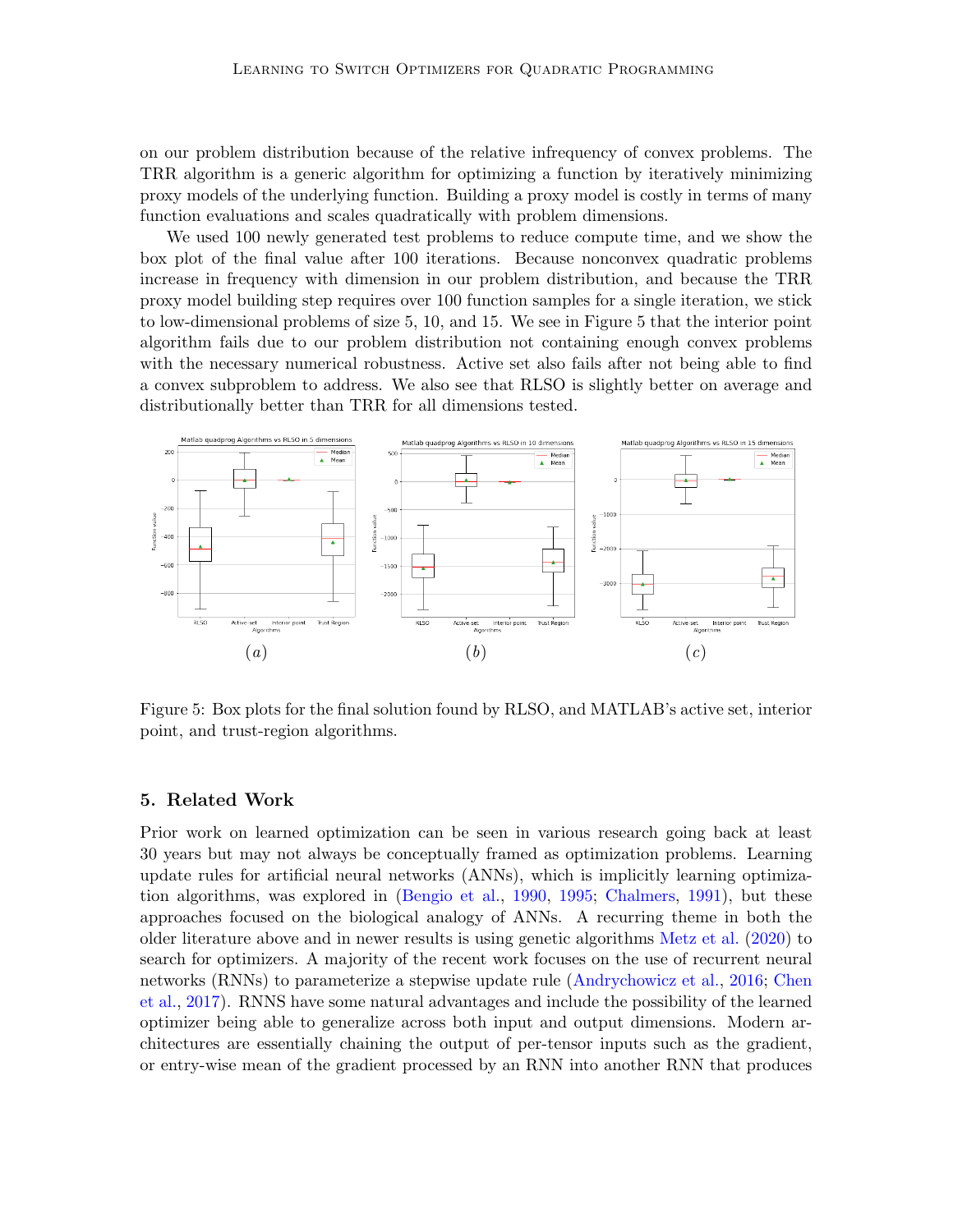on our problem distribution because of the relative infrequency of convex problems. The TRR algorithm is a generic algorithm for optimizing a function by iteratively minimizing proxy models of the underlying function. Building a proxy model is costly in terms of many function evaluations and scales quadratically with problem dimensions.

We used 100 newly generated test problems to reduce compute time, and we show the box plot of the final value after 100 iterations. Because nonconvex quadratic problems increase in frequency with dimension in our problem distribution, and because the TRR proxy model building step requires over 100 function samples for a single iteration, we stick to low-dimensional problems of size 5, 10, and 15. We see in Figure 5 that the interior point algorithm fails due to our problem distribution not containing enough convex problems with the necessary numerical robustness. Active set also fails after not being able to find a convex subproblem to address. We also see that RLSO is slightly better on average and distributionally better than TRR for all dimensions tested.

$(a)$ $(b)$ $(c)$

Figure 5: Box plots for the final solution found by RLSO, and MATLAB's active set, interior point, and trust-region algorithms.

## 5. Related Work

Prior work on learned optimization can be seen in various research going back at least 30 years but may not always be conceptually framed as optimization problems. Learning update rules for artificial neural networks (ANNs), which is implicitly learning optimization algorithms, was explored in (Bengio et al., 1990, 1995; Chalmers, 1991), but these approaches focused on the biological analogy of ANNs. A recurring theme in both the older literature above and in newer results is using genetic algorithms Metz et al. (2020) to search for optimizers. A majority of the recent work focuses on the use of recurrent neural networks (RNNs) to parameterize a stepwise update rule (Andrychowicz et al., 2016; Chen et al., 2017). RNNS have some natural advantages and include the possibility of the learned optimizer being able to generalize across both input and output dimensions. Modern architectures are essentially chaining the output of per-tensor inputs such as the gradient, or entry-wise mean of the gradient processed by an RNN into another RNN that produces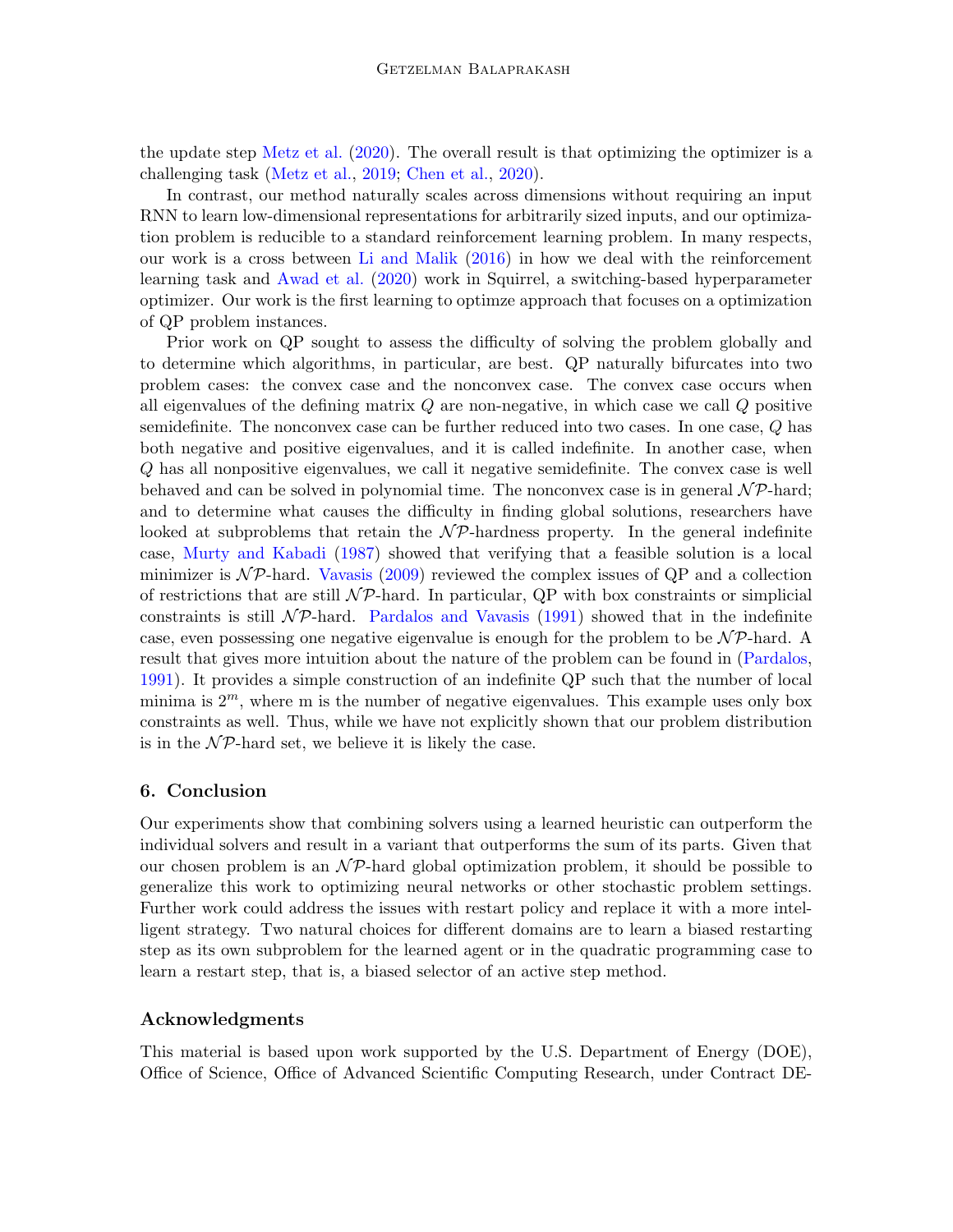the update step Metz et al. (2020). The overall result is that optimizing the optimizer is a challenging task (Metz et al., 2019; Chen et al., 2020).

In contrast, our method naturally scales across dimensions without requiring an input RNN to learn low-dimensional representations for arbitrarily sized inputs, and our optimization problem is reducible to a standard reinforcement learning problem. In many respects, our work is a cross between Li and Malik (2016) in how we deal with the reinforcement learning task and Awad et al. (2020) work in Squirrel, a switching-based hyperparameter optimizer. Our work is the first learning to optimze approach that focuses on a optimization of QP problem instances.

Prior work on QP sought to assess the difficulty of solving the problem globally and to determine which algorithms, in particular, are best. QP naturally bifurcates into two problem cases: the convex case and the nonconvex case. The convex case occurs when all eigenvalues of the defining matrix $Q$ are non-negative, in which case we call $Q$ positive semidefinite. The nonconvex case can be further reduced into two cases. In one case, $Q$ has both negative and positive eigenvalues, and it is called indefinite. In another case, when $Q$ has all nonpositive eigenvalues, we call it negative semidefinite. The convex case is well behaved and can be solved in polynomial time. The nonconvex case is in general $\mathcal{NP}$-hard; and to determine what causes the difficulty in finding global solutions, researchers have looked at subproblems that retain the $\mathcal{NP}$-hardness property. In the general indefinite case, Murty and Kabadi (1987) showed that verifying that a feasible solution is a local minimizer is $\mathcal{NP}$-hard. Vavasis (2009) reviewed the complex issues of QP and a collection of restrictions that are still $\mathcal{NP}$-hard. In particular, QP with box constraints or simplicial constraints is still $\mathcal{NP}$-hard. Pardalos and Vavasis (1991) showed that in the indefinite case, even possessing one negative eigenvalue is enough for the problem to be $\mathcal{NP}$-hard. A result that gives more intuition about the nature of the problem can be found in (Pardalos, 1991). It provides a simple construction of an indefinite QP such that the number of local minima is $2^m$, where m is the number of negative eigenvalues. This example uses only box constraints as well. Thus, while we have not explicitly shown that our problem distribution is in the $\mathcal{NP}$-hard set, we believe it is likely the case.

## 6. Conclusion

Our experiments show that combining solvers using a learned heuristic can outperform the individual solvers and result in a variant that outperforms the sum of its parts. Given that our chosen problem is an $\mathcal{NP}$-hard global optimization problem, it should be possible to generalize this work to optimizing neural networks or other stochastic problem settings. Further work could address the issues with restart policy and replace it with a more intelligent strategy. Two natural choices for different domains are to learn a biased restarting step as its own subproblem for the learned agent or in the quadratic programming case to learn a restart step, that is, a biased selector of an active step method.

### Acknowledgments

This material is based upon work supported by the U.S. Department of Energy (DOE), Office of Science, Office of Advanced Scientific Computing Research, under Contract DE-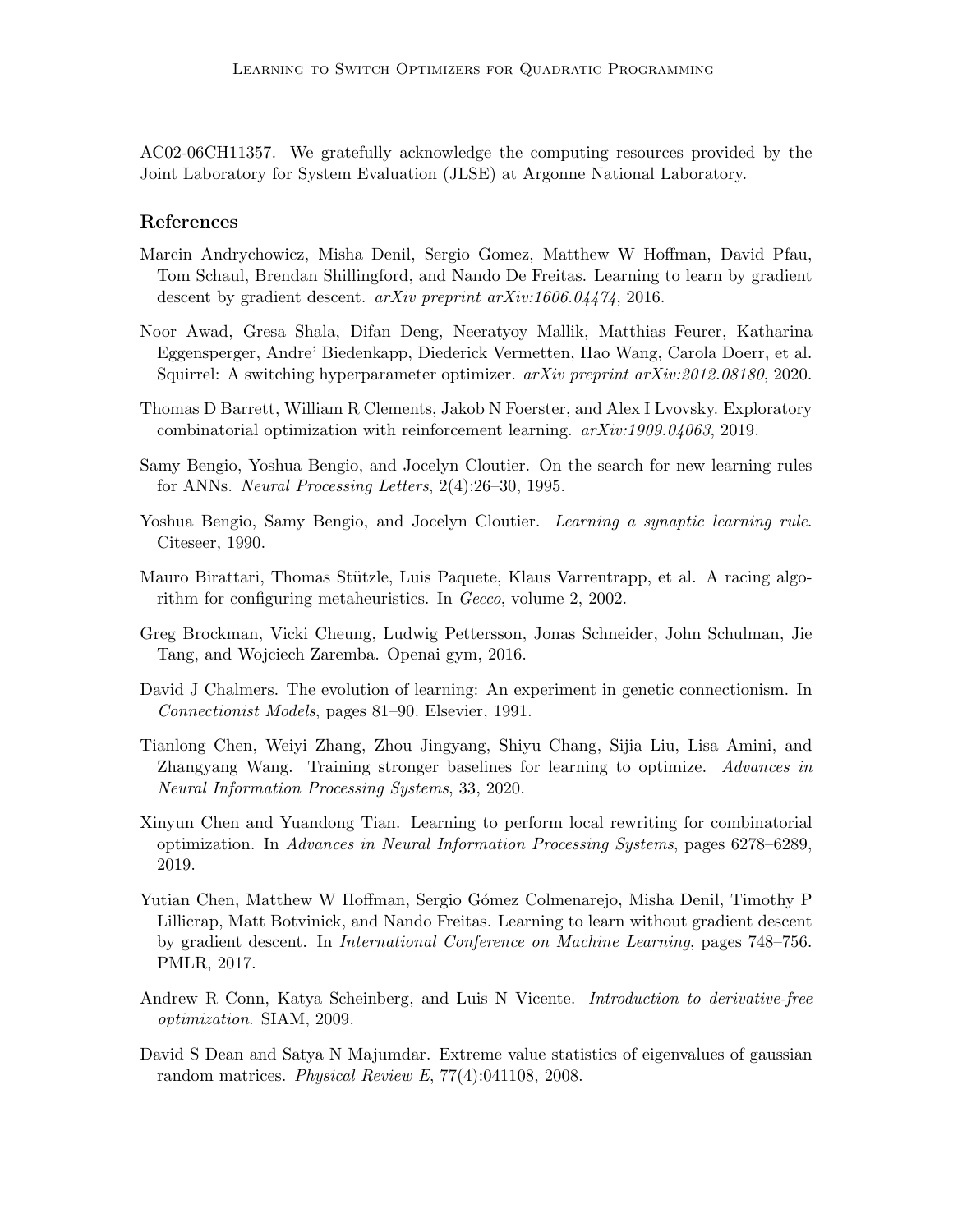AC02-06CH11357. We gratefully acknowledge the computing resources provided by the Joint Laboratory for System Evaluation (JLSE) at Argonne National Laboratory.

## References

Marcin Andrychowicz, Misha Denil, Sergio Gomez, Matthew W Hoffman, David Pfau, Tom Schaul, Brendan Shillingford, and Nando De Freitas. Learning to learn by gradient descent by gradient descent. *arXiv preprint arXiv:1606.04474*, 2016.

Noor Awad, Gresa Shala, Difan Deng, Neeratyoy Mallik, Matthias Feurer, Katharina Eggensperger, Andre' Biedenkapp, Diederick Vermetten, Hao Wang, Carola Doerr, et al. Squirrel: A switching hyperparameter optimizer. *arXiv preprint arXiv:2012.08180*, 2020.

Thomas D Barrett, William R Clements, Jakob N Foerster, and Alex I Lvovsky. Exploratory combinatorial optimization with reinforcement learning. *arXiv:1909.04063*, 2019.

Samy Bengio, Yoshua Bengio, and Jocelyn Cloutier. On the search for new learning rules for ANNs. *Neural Processing Letters*, 2(4):26–30, 1995.

Yoshua Bengio, Samy Bengio, and Jocelyn Cloutier. *Learning a synaptic learning rule*. Citeseer, 1990.

Mauro Birattari, Thomas Stützle, Luis Paquete, Klaus Varrentrapp, et al. A racing algorithm for configuring metaheuristics. In *Gecco*, volume 2, 2002.

Greg Brockman, Vicki Cheung, Ludwig Pettersson, Jonas Schneider, John Schulman, Jie Tang, and Wojciech Zaremba. Openai gym, 2016.

David J Chalmers. The evolution of learning: An experiment in genetic connectionism. In *Connectionist Models*, pages 81–90. Elsevier, 1991.

Tianlong Chen, Weiyi Zhang, Zhou Jingyang, Shiyu Chang, Sijia Liu, Lisa Amini, and Zhangyang Wang. Training stronger baselines for learning to optimize. *Advances in Neural Information Processing Systems*, 33, 2020.

Xinyun Chen and Yuandong Tian. Learning to perform local rewriting for combinatorial optimization. In *Advances in Neural Information Processing Systems*, pages 6278–6289, 2019.

Yutian Chen, Matthew W Hoffman, Sergio Gómez Colmenarejo, Misha Denil, Timothy P Lillicrap, Matt Botvinick, and Nando Freitas. Learning to learn without gradient descent by gradient descent. In *International Conference on Machine Learning*, pages 748–756. PMLR, 2017.

Andrew R Conn, Katya Scheinberg, and Luis N Vicente. *Introduction to derivative-free optimization*. SIAM, 2009.

David S Dean and Satya N Majumdar. Extreme value statistics of eigenvalues of gaussian random matrices. *Physical Review E*, 77(4):041108, 2008.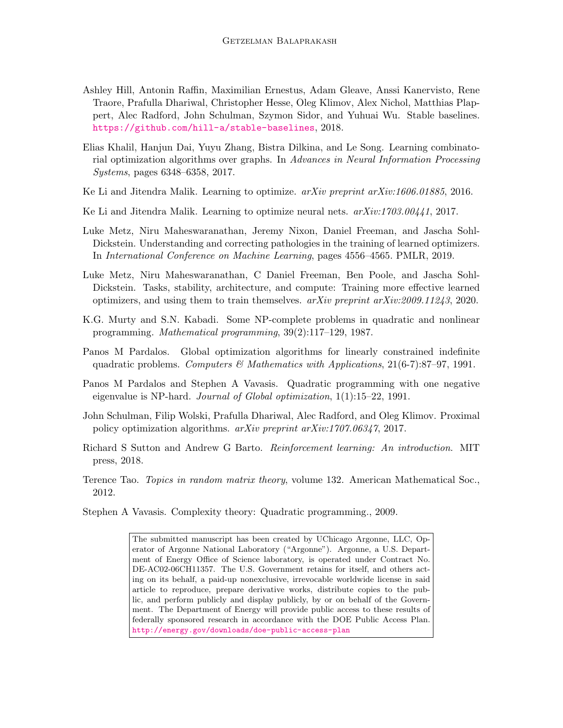Ashley Hill, Antonin Raffin, Maximilian Ernestus, Adam Gleave, Anssi Kanervisto, Rene Traore, Prafulla Dhariwal, Christopher Hesse, Oleg Klimov, Alex Nichol, Matthias Plappert, Alec Radford, John Schulman, Szymon Sidor, and Yuhuai Wu. Stable baselines. https://github.com/hill-a/stable-baselines, 2018.

Elias Khalil, Hanjun Dai, Yuyu Zhang, Bistra Dilkina, and Le Song. Learning combinatorial optimization algorithms over graphs. In *Advances in Neural Information Processing Systems*, pages 6348–6358, 2017.

Ke Li and Jitendra Malik. Learning to optimize. *arXiv preprint arXiv:1606.01885*, 2016.

Ke Li and Jitendra Malik. Learning to optimize neural nets. *arXiv:1703.00441*, 2017.

Luke Metz, Niru Maheswaranathan, Jeremy Nixon, Daniel Freeman, and Jascha Sohl-Dickstein. Understanding and correcting pathologies in the training of learned optimizers. In *International Conference on Machine Learning*, pages 4556–4565. PMLR, 2019.

Luke Metz, Niru Maheswaranathan, C Daniel Freeman, Ben Poole, and Jascha Sohl-Dickstein. Tasks, stability, architecture, and compute: Training more effective learned optimizers, and using them to train themselves. *arXiv preprint arXiv:2009.11243*, 2020.

K.G. Murty and S.N. Kabadi. Some NP-complete problems in quadratic and nonlinear programming. *Mathematical programming*, 39(2):117–129, 1987.

Panos M Pardalos. Global optimization algorithms for linearly constrained indefinite quadratic problems. *Computers & Mathematics with Applications*, 21(6-7):87–97, 1991.

Panos M Pardalos and Stephen A Vavasis. Quadratic programming with one negative eigenvalue is NP-hard. *Journal of Global optimization*, 1(1):15–22, 1991.

John Schulman, Filip Wolski, Prafulla Dhariwal, Alec Radford, and Oleg Klimov. Proximal policy optimization algorithms. *arXiv preprint arXiv:1707.06347*, 2017.

Richard S Sutton and Andrew G Barto. *Reinforcement learning: An introduction*. MIT press, 2018.

Terence Tao. *Topics in random matrix theory*, volume 132. American Mathematical Soc., 2012.

Stephen A Vavasis. Complexity theory: Quadratic programming., 2009.

The submitted manuscript has been created by UChicago Argonne, LLC, Operator of Argonne National Laboratory ("Argonne"). Argonne, a U.S. Department of Energy Office of Science laboratory, is operated under Contract No. DE-AC02-06CH11357. The U.S. Government retains for itself, and others acting on its behalf, a paid-up nonexclusive, irrevocable worldwide license in said article to reproduce, prepare derivative works, distribute copies to the public, and perform publicly and display publicly, by or on behalf of the Government. The Department of Energy will provide public access to these results of federally sponsored research in accordance with the DOE Public Access Plan. http://energy.gov/downloads/doe-public-access-plan